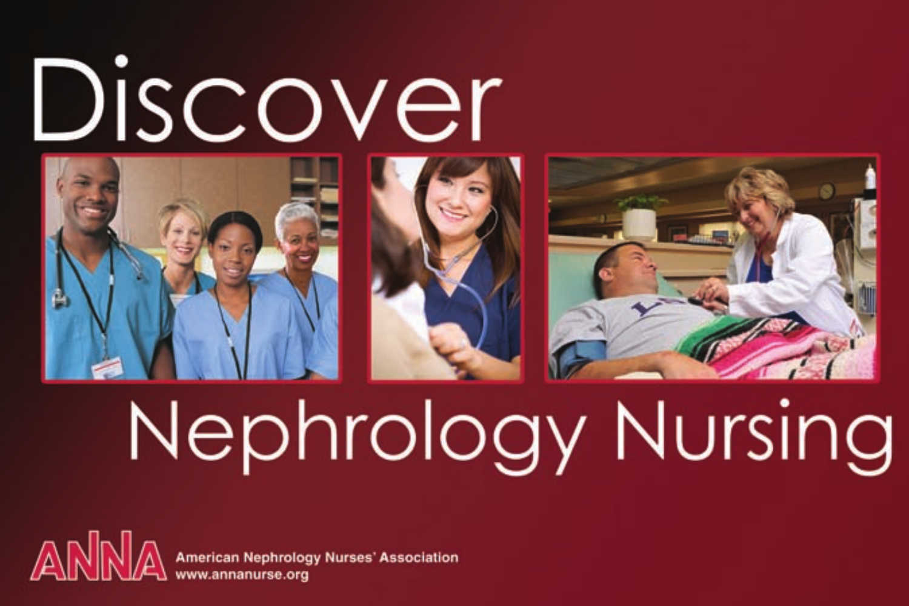# Discover

# Nephrology Nursing

ANNA American Nephrology Nurses' Association
www.annanurse.org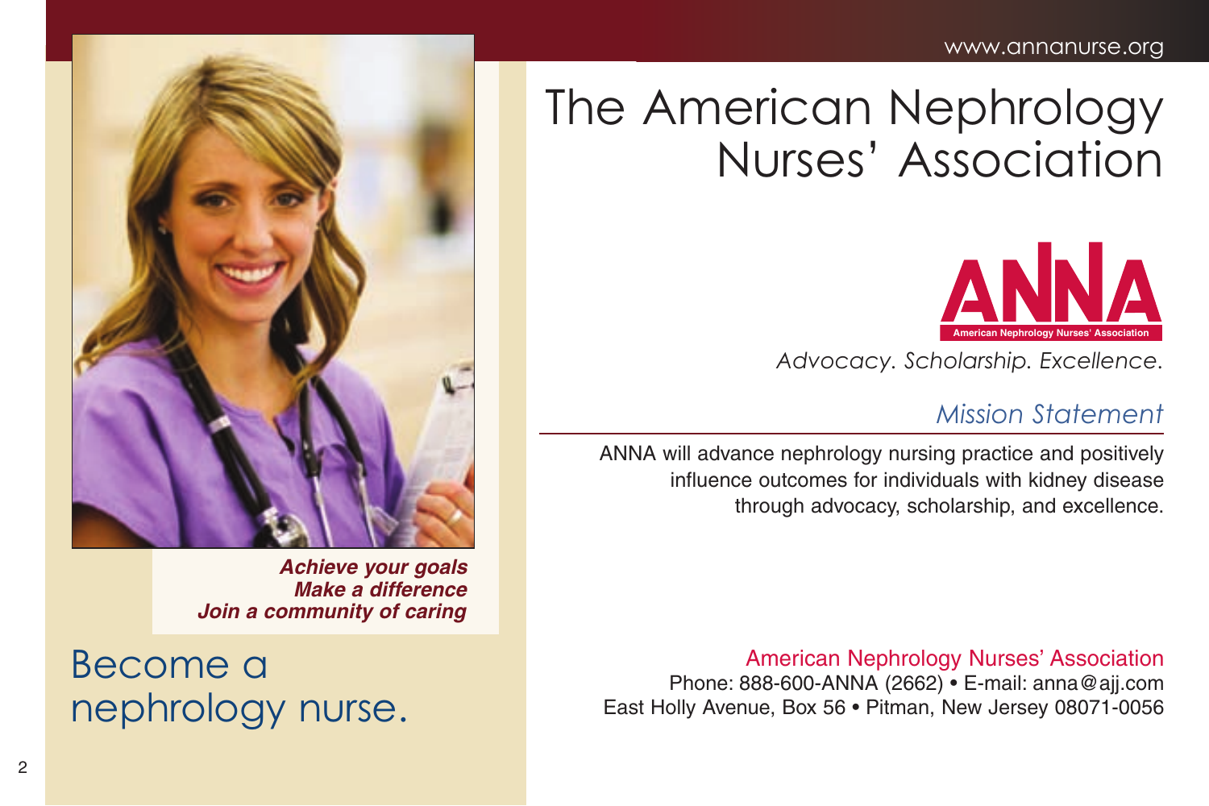*Achieve your goals*
*Make a difference*
*Join a community of caring*

## Become a nephrology nurse.

www.annanurse.org

# The American Nephrology Nurses' Association

ANNA
American Nephrology Nurses' Association

*Advocacy. Scholarship. Excellence.*

## *Mission Statement*

ANNA will advance nephrology nursing practice and positively influence outcomes for individuals with kidney disease through advocacy, scholarship, and excellence.

American Nephrology Nurses' Association
Phone: 888-600-ANNA (2662) • E-mail: anna@ajj.com
East Holly Avenue, Box 56 • Pitman, New Jersey 08071-0056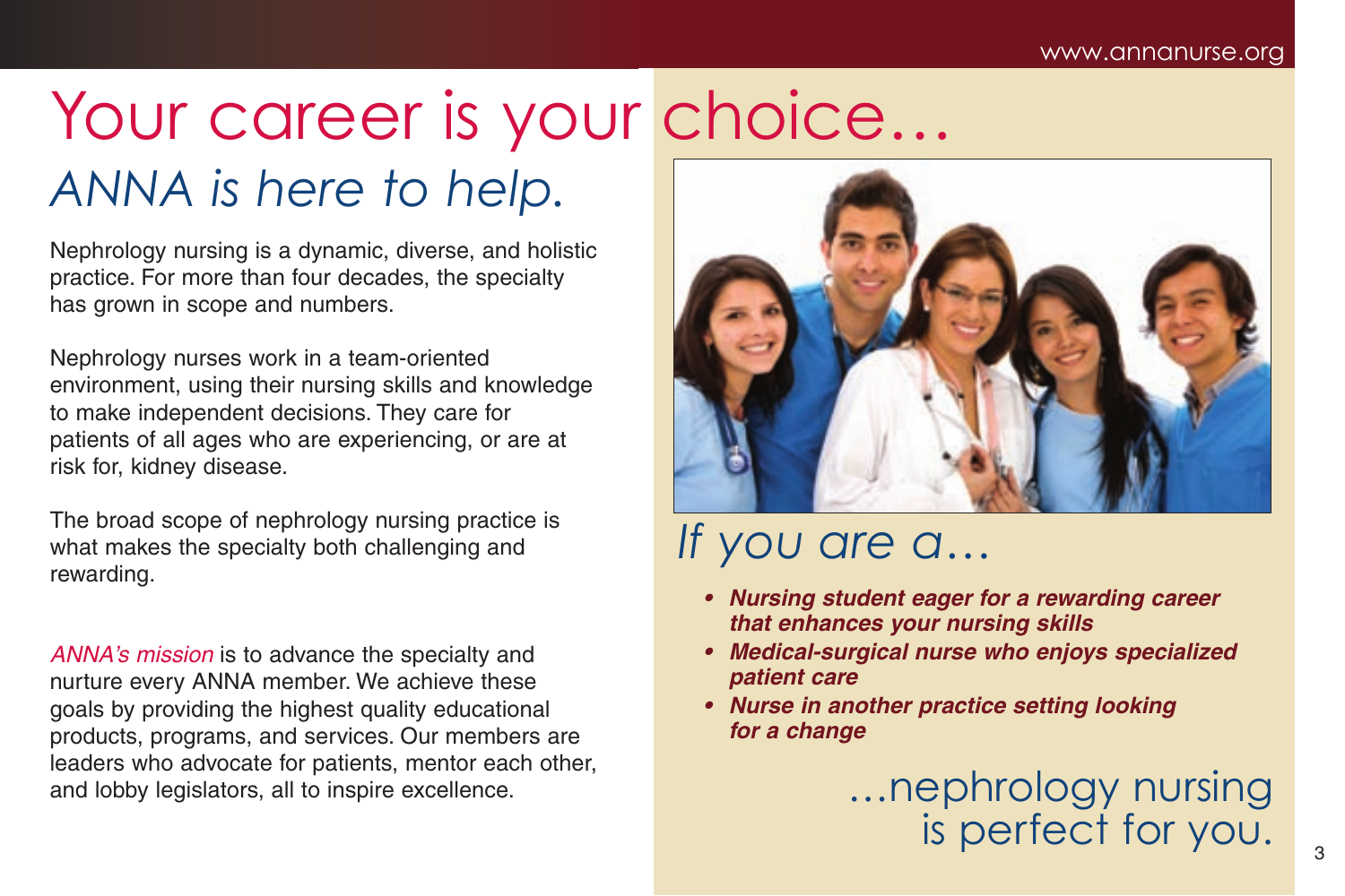# Your career is your choice…

## *ANNA is here to help.*

Nephrology nursing is a dynamic, diverse, and holistic practice. For more than four decades, the specialty has grown in scope and numbers.

Nephrology nurses work in a team-oriented environment, using their nursing skills and knowledge to make independent decisions. They care for patients of all ages who are experiencing, or are at risk for, kidney disease.

The broad scope of nephrology nursing practice is what makes the specialty both challenging and rewarding.

*ANNA's mission* is to advance the specialty and nurture every ANNA member. We achieve these goals by providing the highest quality educational products, programs, and services. Our members are leaders who advocate for patients, mentor each other, and lobby legislators, all to inspire excellence.

## *If you are a…*

- ***Nursing student eager for a rewarding career that enhances your nursing skills***
- ***Medical-surgical nurse who enjoys specialized patient care***
- ***Nurse in another practice setting looking for a change***

…nephrology nursing is perfect for you.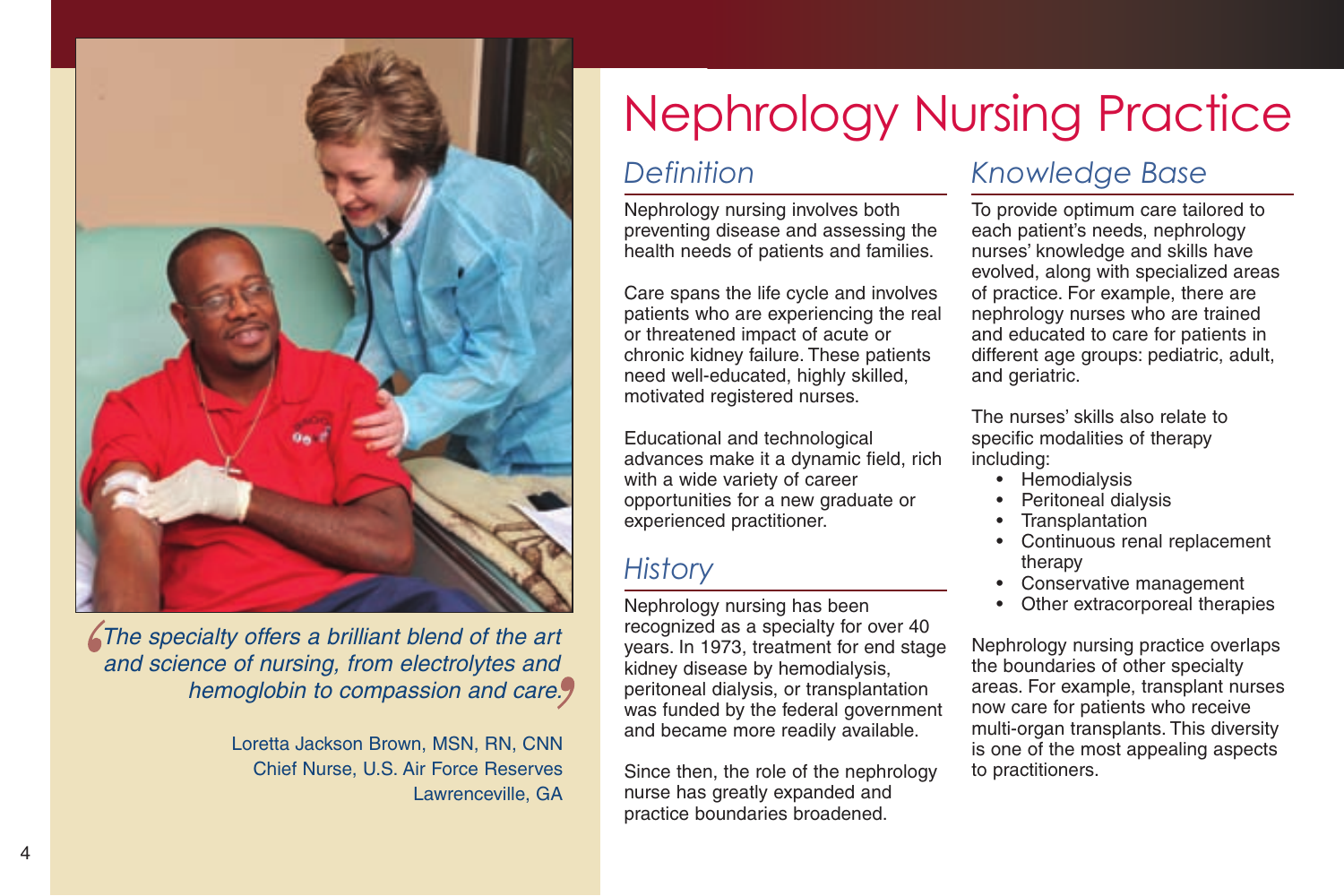# Nephrology Nursing Practice

*The specialty offers a brilliant blend of the art and science of nursing, from electrolytes and hemoglobin to compassion and care.*

Loretta Jackson Brown, MSN, RN, CNN
Chief Nurse, U.S. Air Force Reserves
Lawrenceville, GA

## Definition

Nephrology nursing involves both preventing disease and assessing the health needs of patients and families.

Care spans the life cycle and involves patients who are experiencing the real or threatened impact of acute or chronic kidney failure. These patients need well-educated, highly skilled, motivated registered nurses.

Educational and technological advances make it a dynamic field, rich with a wide variety of career opportunities for a new graduate or experienced practitioner.

## History

Nephrology nursing has been recognized as a specialty for over 40 years. In 1973, treatment for end stage kidney disease by hemodialysis, peritoneal dialysis, or transplantation was funded by the federal government and became more readily available.

Since then, the role of the nephrology nurse has greatly expanded and practice boundaries broadened.

## Knowledge Base

To provide optimum care tailored to each patient's needs, nephrology nurses' knowledge and skills have evolved, along with specialized areas of practice. For example, there are nephrology nurses who are trained and educated to care for patients in different age groups: pediatric, adult, and geriatric.

The nurses' skills also relate to specific modalities of therapy including:

- Hemodialysis
- Peritoneal dialysis
- Transplantation
- Continuous renal replacement therapy
- Conservative management
- Other extracorporeal therapies

Nephrology nursing practice overlaps the boundaries of other specialty areas. For example, transplant nurses now care for patients who receive multi-organ transplants. This diversity is one of the most appealing aspects to practitioners.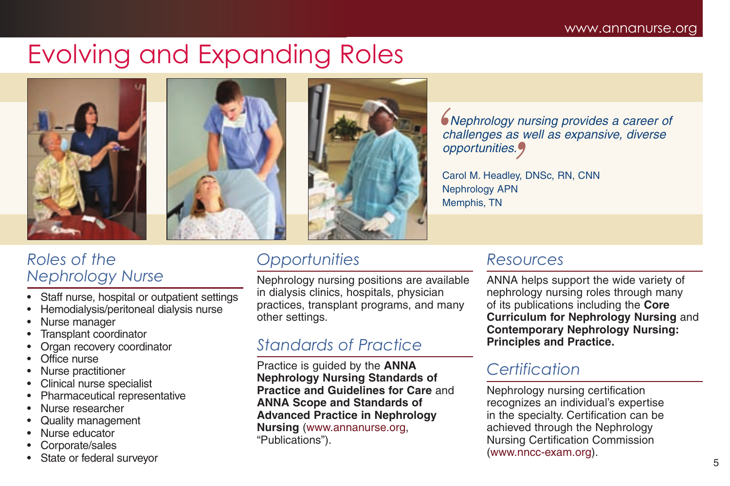# Evolving and Expanding Roles

*"Nephrology nursing provides a career of challenges as well as expansive, diverse opportunities."*

Carol M. Headley, DNSc, RN, CNN
Nephrology APN
Memphis, TN

## Roles of the Nephrology Nurse

- Staff nurse, hospital or outpatient settings
- Hemodialysis/peritoneal dialysis nurse
- Nurse manager
- Transplant coordinator
- Organ recovery coordinator
- Office nurse
- Nurse practitioner
- Clinical nurse specialist
- Pharmaceutical representative
- Nurse researcher
- Quality management
- Nurse educator
- Corporate/sales
- State or federal surveyor

## Opportunities

Nephrology nursing positions are available in dialysis clinics, hospitals, physician practices, transplant programs, and many other settings.

## Standards of Practice

Practice is guided by the **ANNA Nephrology Nursing Standards of Practice and Guidelines for Care** and **ANNA Scope and Standards of Advanced Practice in Nephrology Nursing** (www.annanurse.org, "Publications").

## Resources

ANNA helps support the wide variety of nephrology nursing roles through many of its publications including the **Core Curriculum for Nephrology Nursing** and **Contemporary Nephrology Nursing: Principles and Practice.**

## Certification

Nephrology nursing certification recognizes an individual's expertise in the specialty. Certification can be achieved through the Nephrology Nursing Certification Commission (www.nncc-exam.org).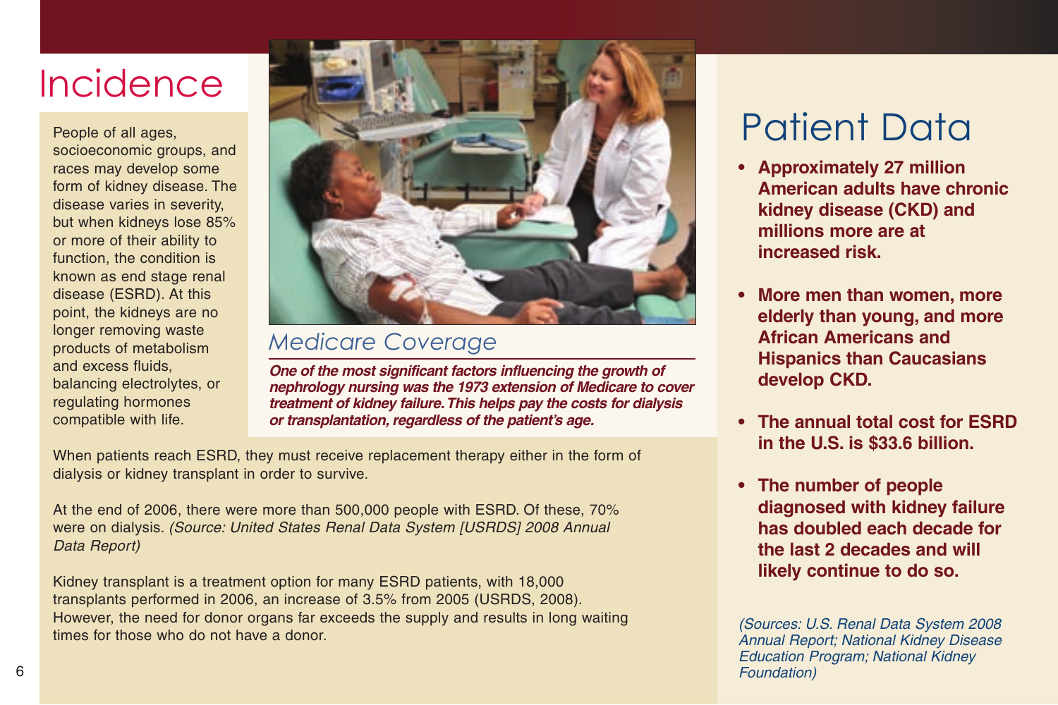# Incidence

People of all ages, socioeconomic groups, and races may develop some form of kidney disease. The disease varies in severity, but when kidneys lose 85% or more of their ability to function, the condition is known as end stage renal disease (ESRD). At this point, the kidneys are no longer removing waste products of metabolism and excess fluids, balancing electrolytes, or regulating hormones compatible with life.

## *Medicare Coverage*

***One of the most significant factors influencing the growth of nephrology nursing was the 1973 extension of Medicare to cover treatment of kidney failure. This helps pay the costs for dialysis or transplantation, regardless of the patient's age.***

When patients reach ESRD, they must receive replacement therapy either in the form of dialysis or kidney transplant in order to survive.

At the end of 2006, there were more than 500,000 people with ESRD. Of these, 70% were on dialysis. *(Source: United States Renal Data System [USRDS] 2008 Annual Data Report)*

Kidney transplant is a treatment option for many ESRD patients, with 18,000 transplants performed in 2006, an increase of 3.5% from 2005 (USRDS, 2008). However, the need for donor organs far exceeds the supply and results in long waiting times for those who do not have a donor.

# Patient Data

- **Approximately 27 million American adults have chronic kidney disease (CKD) and millions more are at increased risk.**
- **More men than women, more elderly than young, and more African Americans and Hispanics than Caucasians develop CKD.**
- **The annual total cost for ESRD in the U.S. is $33.6 billion.**
- **The number of people diagnosed with kidney failure has doubled each decade for the last 2 decades and will likely continue to do so.**

*(Sources: U.S. Renal Data System 2008 Annual Report; National Kidney Disease Education Program; National Kidney Foundation)*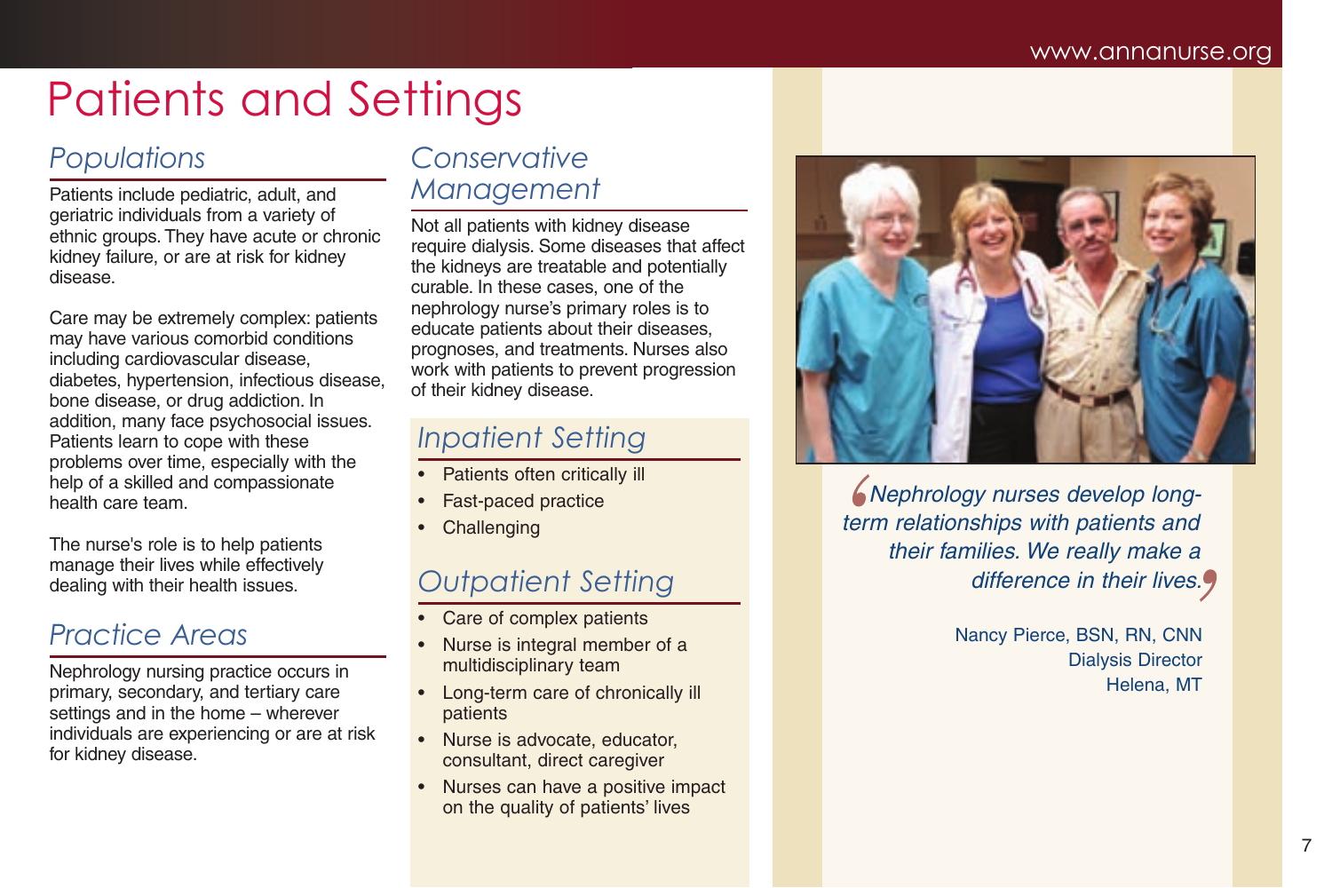# Patients and Settings

## Populations

Patients include pediatric, adult, and geriatric individuals from a variety of ethnic groups. They have acute or chronic kidney failure, or are at risk for kidney disease.

Care may be extremely complex: patients may have various comorbid conditions including cardiovascular disease, diabetes, hypertension, infectious disease, bone disease, or drug addiction. In addition, many face psychosocial issues. Patients learn to cope with these problems over time, especially with the help of a skilled and compassionate health care team.

The nurse's role is to help patients manage their lives while effectively dealing with their health issues.

## Practice Areas

Nephrology nursing practice occurs in primary, secondary, and tertiary care settings and in the home – wherever individuals are experiencing or are at risk for kidney disease.

## Conservative Management

Not all patients with kidney disease require dialysis. Some diseases that affect the kidneys are treatable and potentially curable. In these cases, one of the nephrology nurse's primary roles is to educate patients about their diseases, prognoses, and treatments. Nurses also work with patients to prevent progression of their kidney disease.

## Inpatient Setting

- Patients often critically ill
- Fast-paced practice
- Challenging

## Outpatient Setting

- Care of complex patients
- Nurse is integral member of a multidisciplinary team
- Long-term care of chronically ill patients
- Nurse is advocate, educator, consultant, direct caregiver
- Nurses can have a positive impact on the quality of patients' lives

*"Nephrology nurses develop long-term relationships with patients and their families. We really make a difference in their lives."*

Nancy Pierce, BSN, RN, CNN
Dialysis Director
Helena, MT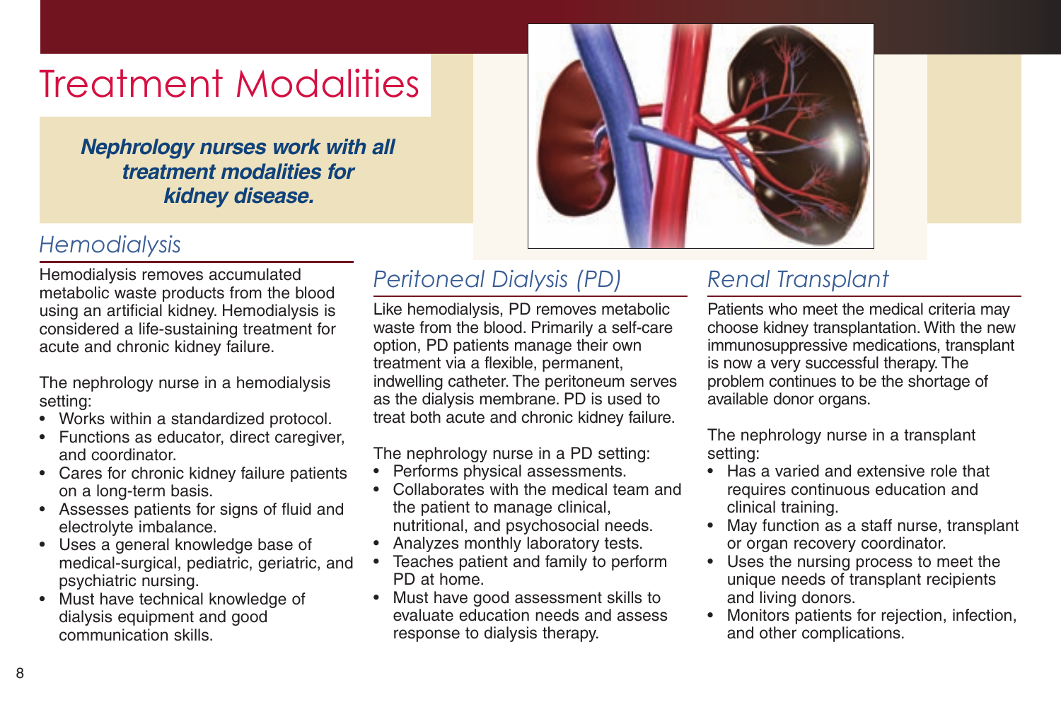# Treatment Modalities

***Nephrology nurses work with all treatment modalities for kidney disease.***

## *Hemodialysis*

Hemodialysis removes accumulated metabolic waste products from the blood using an artificial kidney. Hemodialysis is considered a life-sustaining treatment for acute and chronic kidney failure.

The nephrology nurse in a hemodialysis setting:

- Works within a standardized protocol.
- Functions as educator, direct caregiver, and coordinator.
- Cares for chronic kidney failure patients on a long-term basis.
- Assesses patients for signs of fluid and electrolyte imbalance.
- Uses a general knowledge base of medical-surgical, pediatric, geriatric, and psychiatric nursing.
- Must have technical knowledge of dialysis equipment and good communication skills.

## *Peritoneal Dialysis (PD)*

Like hemodialysis, PD removes metabolic waste from the blood. Primarily a self-care option, PD patients manage their own treatment via a flexible, permanent, indwelling catheter. The peritoneum serves as the dialysis membrane. PD is used to treat both acute and chronic kidney failure.

The nephrology nurse in a PD setting:

- Performs physical assessments.
- Collaborates with the medical team and the patient to manage clinical, nutritional, and psychosocial needs.
- Analyzes monthly laboratory tests.
- Teaches patient and family to perform PD at home.
- Must have good assessment skills to evaluate education needs and assess response to dialysis therapy.

## *Renal Transplant*

Patients who meet the medical criteria may choose kidney transplantation. With the new immunosuppressive medications, transplant is now a very successful therapy. The problem continues to be the shortage of available donor organs.

The nephrology nurse in a transplant setting:

- Has a varied and extensive role that requires continuous education and clinical training.
- May function as a staff nurse, transplant or organ recovery coordinator.
- Uses the nursing process to meet the unique needs of transplant recipients and living donors.
- Monitors patients for rejection, infection, and other complications.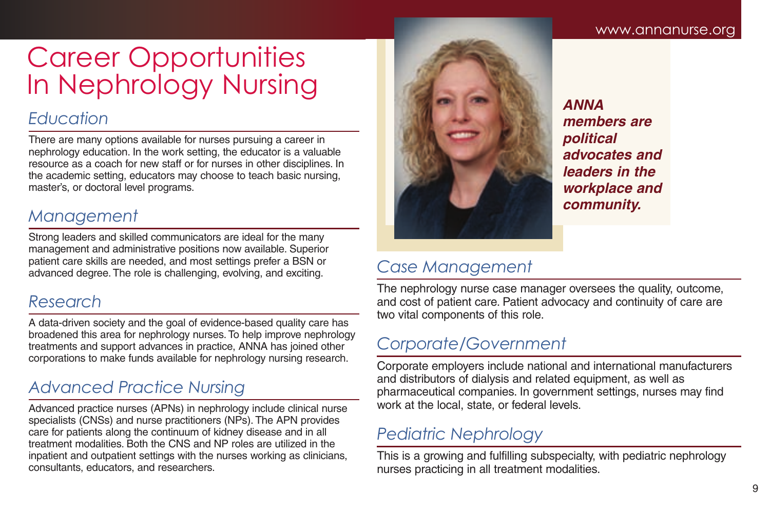# Career Opportunities In Nephrology Nursing

## Education

There are many options available for nurses pursuing a career in nephrology education. In the work setting, the educator is a valuable resource as a coach for new staff or for nurses in other disciplines. In the academic setting, educators may choose to teach basic nursing, master's, or doctoral level programs.

## Management

Strong leaders and skilled communicators are ideal for the many management and administrative positions now available. Superior patient care skills are needed, and most settings prefer a BSN or advanced degree. The role is challenging, evolving, and exciting.

## Research

A data-driven society and the goal of evidence-based quality care has broadened this area for nephrology nurses. To help improve nephrology treatments and support advances in practice, ANNA has joined other corporations to make funds available for nephrology nursing research.

## Advanced Practice Nursing

Advanced practice nurses (APNs) in nephrology include clinical nurse specialists (CNSs) and nurse practitioners (NPs). The APN provides care for patients along the continuum of kidney disease and in all treatment modalities. Both the CNS and NP roles are utilized in the inpatient and outpatient settings with the nurses working as clinicians, consultants, educators, and researchers.

***ANNA members are political advocates and leaders in the workplace and community.***

## Case Management

The nephrology nurse case manager oversees the quality, outcome, and cost of patient care. Patient advocacy and continuity of care are two vital components of this role.

## Corporate/Government

Corporate employers include national and international manufacturers and distributors of dialysis and related equipment, as well as pharmaceutical companies. In government settings, nurses may find work at the local, state, or federal levels.

## Pediatric Nephrology

This is a growing and fulfilling subspecialty, with pediatric nephrology nurses practicing in all treatment modalities.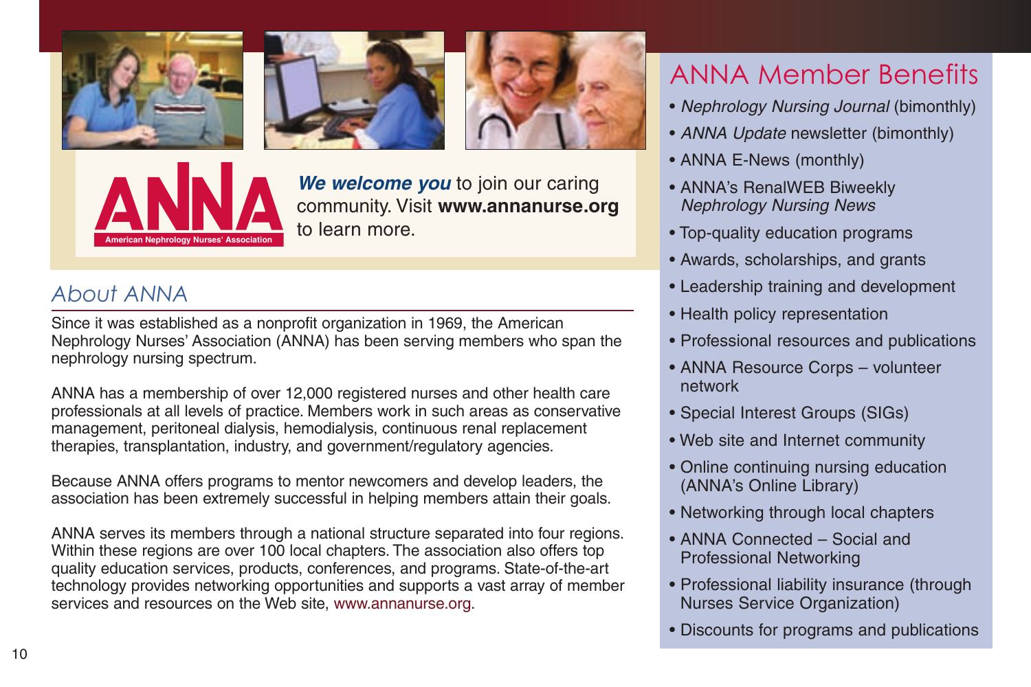**We welcome you** to join our caring community. Visit **www.annanurse.org** to learn more.

ANNA — American Nephrology Nurses' Association

## *About ANNA*

Since it was established as a nonprofit organization in 1969, the American Nephrology Nurses' Association (ANNA) has been serving members who span the nephrology nursing spectrum.

ANNA has a membership of over 12,000 registered nurses and other health care professionals at all levels of practice. Members work in such areas as conservative management, peritoneal dialysis, hemodialysis, continuous renal replacement therapies, transplantation, industry, and government/regulatory agencies.

Because ANNA offers programs to mentor newcomers and develop leaders, the association has been extremely successful in helping members attain their goals.

ANNA serves its members through a national structure separated into four regions. Within these regions are over 100 local chapters. The association also offers top quality education services, products, conferences, and programs. State-of-the-art technology provides networking opportunities and supports a vast array of member services and resources on the Web site, www.annanurse.org.

## ANNA Member Benefits

- *Nephrology Nursing Journal* (bimonthly)
- *ANNA Update* newsletter (bimonthly)
- ANNA E-News (monthly)
- ANNA's RenalWEB Biweekly *Nephrology Nursing News*
- Top-quality education programs
- Awards, scholarships, and grants
- Leadership training and development
- Health policy representation
- Professional resources and publications
- ANNA Resource Corps – volunteer network
- Special Interest Groups (SIGs)
- Web site and Internet community
- Online continuing nursing education (ANNA's Online Library)
- Networking through local chapters
- ANNA Connected – Social and Professional Networking
- Professional liability insurance (through Nurses Service Organization)
- Discounts for programs and publications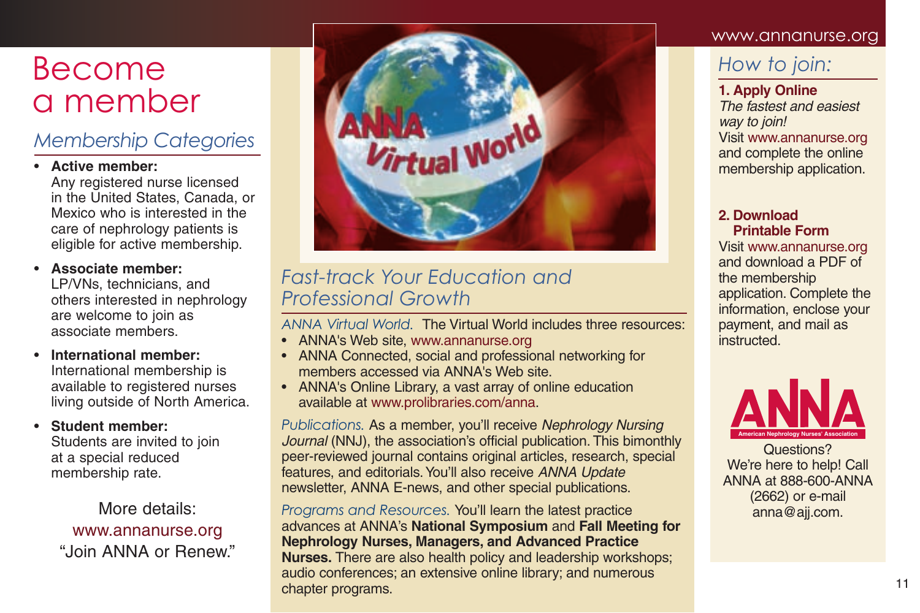# Become a member

## Membership Categories

- **Active member:** Any registered nurse licensed in the United States, Canada, or Mexico who is interested in the care of nephrology patients is eligible for active membership.
- **Associate member:** LP/VNs, technicians, and others interested in nephrology are welcome to join as associate members.
- **International member:** International membership is available to registered nurses living outside of North America.
- **Student member:** Students are invited to join at a special reduced membership rate.

More details:
www.annanurse.org
"Join ANNA or Renew."

## Fast-track Your Education and Professional Growth

*ANNA Virtual World.* The Virtual World includes three resources:

- ANNA's Web site, www.annanurse.org
- ANNA Connected, social and professional networking for members accessed via ANNA's Web site.
- ANNA's Online Library, a vast array of online education available at www.prolibraries.com/anna.

*Publications.* As a member, you'll receive *Nephrology Nursing Journal* (NNJ), the association's official publication. This bimonthly peer-reviewed journal contains original articles, research, special features, and editorials. You'll also receive *ANNA Update* newsletter, ANNA E-news, and other special publications.

*Programs and Resources.* You'll learn the latest practice advances at ANNA's **National Symposium** and **Fall Meeting for Nephrology Nurses, Managers, and Advanced Practice Nurses.** There are also health policy and leadership workshops; audio conferences; an extensive online library; and numerous chapter programs.

www.annanurse.org

## How to join:

**1. Apply Online**
*The fastest and easiest way to join!*
Visit www.annanurse.org and complete the online membership application.

**2. Download Printable Form**
Visit www.annanurse.org and download a PDF of the membership application. Complete the information, enclose your payment, and mail as instructed.

ANNA
American Nephrology Nurses' Association

Questions?
We're here to help! Call ANNA at 888-600-ANNA (2662) or e-mail anna@ajj.com.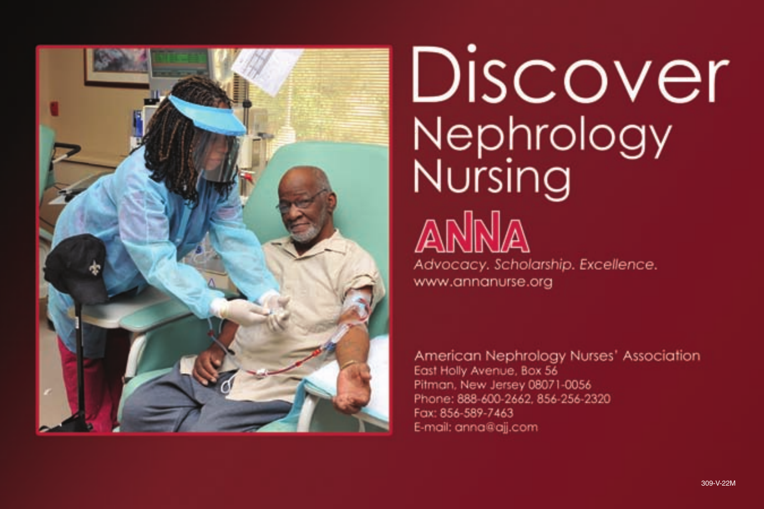# Discover Nephrology Nursing

**ANNA**

*Advocacy. Scholarship. Excellence.*

www.annanurse.org

American Nephrology Nurses' Association
East Holly Avenue, Box 56
Pitman, New Jersey 08071-0056
Phone: 888-600-2662, 856-256-2320
Fax: 856-589-7463
E-mail: anna@ajj.com

309-V-22M